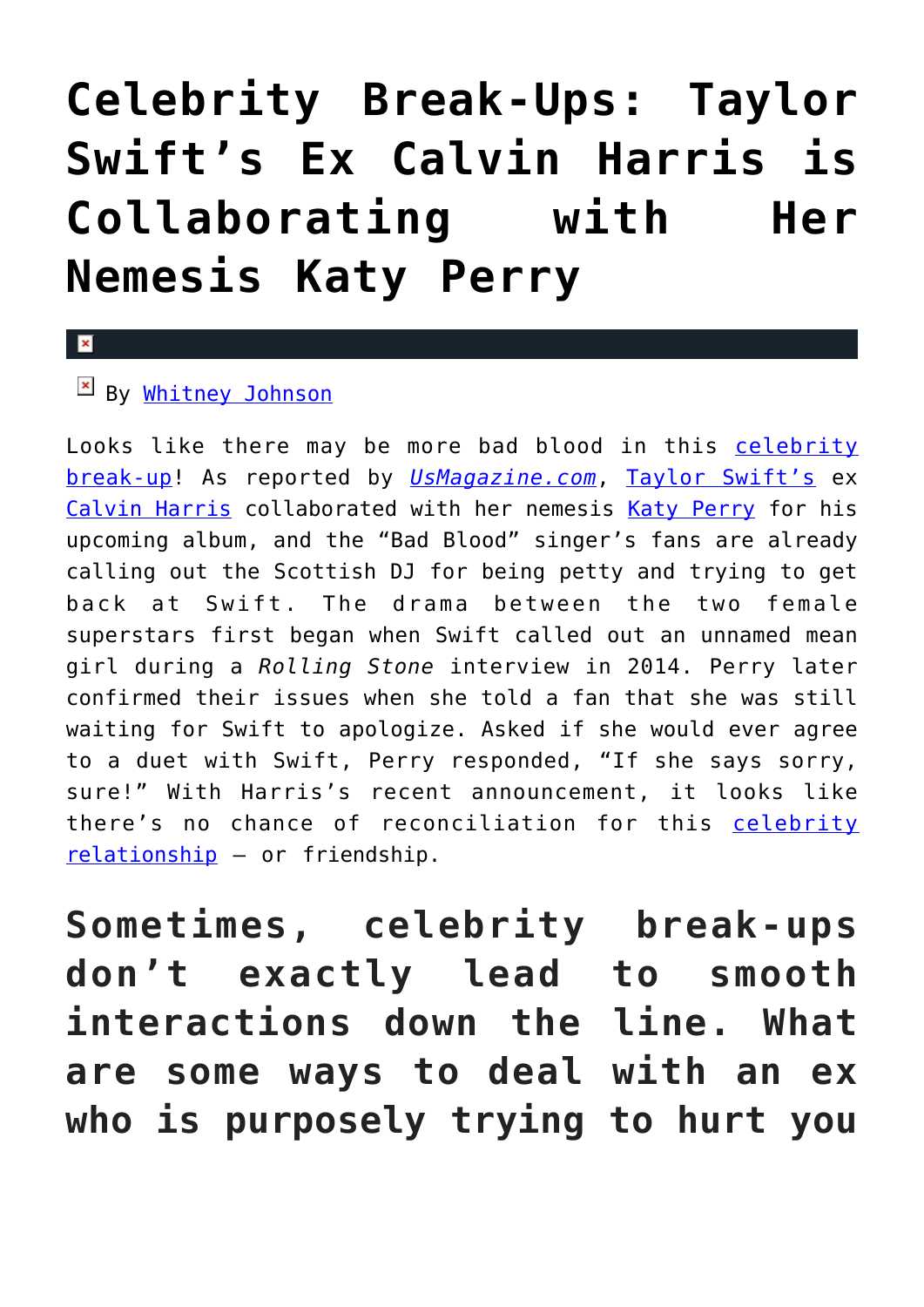# Celebrity Break-Ups: Taylor Swift's Ex Calvin Harris is Collaborating with Her Nemesis Katy Perry

By Whitney Johnson

Looks like there may be more bad blood in this celebrity break-up! As reported by *UsMagazine.com*, Taylor Swift's ex Calvin Harris collaborated with her nemesis Katy Perry for his upcoming album, and the "Bad Blood" singer's fans are already calling out the Scottish DJ for being petty and trying to get back at Swift. The drama between the two female superstars first began when Swift called out an unnamed mean girl during a *Rolling Stone* interview in 2014. Perry later confirmed their issues when she told a fan that she was still waiting for Swift to apologize. Asked if she would ever agree to a duet with Swift, Perry responded, "If she says sorry, sure!" With Harris's recent announcement, it looks like there's no chance of reconciliation for this celebrity relationship — or friendship.

## Sometimes, celebrity break-ups don't exactly lead to smooth interactions down the line. What are some ways to deal with an ex who is purposely trying to hurt you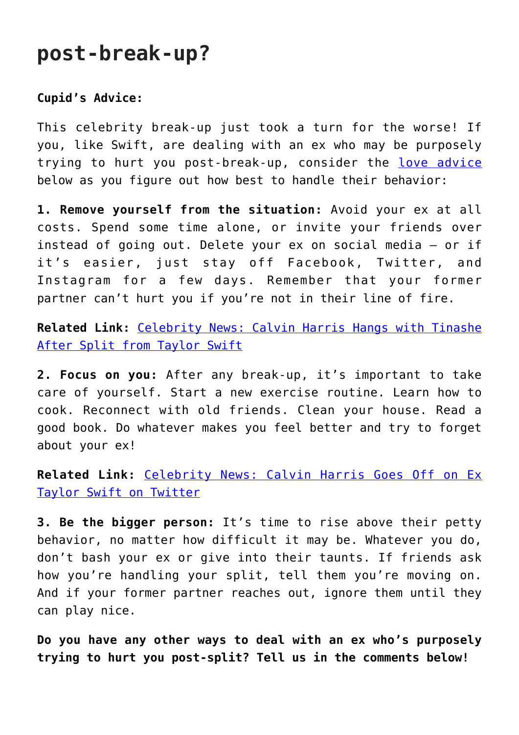# post-break-up?

**Cupid's Advice:**

This celebrity break-up just took a turn for the worse! If you, like Swift, are dealing with an ex who may be purposely trying to hurt you post-break-up, consider the love advice below as you figure out how best to handle their behavior:

**1. Remove yourself from the situation:** Avoid your ex at all costs. Spend some time alone, or invite your friends over instead of going out. Delete your ex on social media – or if it's easier, just stay off Facebook, Twitter, and Instagram for a few days. Remember that your former partner can't hurt you if you're not in their line of fire.

**Related Link:** Celebrity News: Calvin Harris Hangs with Tinashe After Split from Taylor Swift

**2. Focus on you:** After any break-up, it's important to take care of yourself. Start a new exercise routine. Learn how to cook. Reconnect with old friends. Clean your house. Read a good book. Do whatever makes you feel better and try to forget about your ex!

**Related Link:** Celebrity News: Calvin Harris Goes Off on Ex Taylor Swift on Twitter

**3. Be the bigger person:** It's time to rise above their petty behavior, no matter how difficult it may be. Whatever you do, don't bash your ex or give into their taunts. If friends ask how you're handling your split, tell them you're moving on. And if your former partner reaches out, ignore them until they can play nice.

**Do you have any other ways to deal with an ex who's purposely trying to hurt you post-split? Tell us in the comments below!**